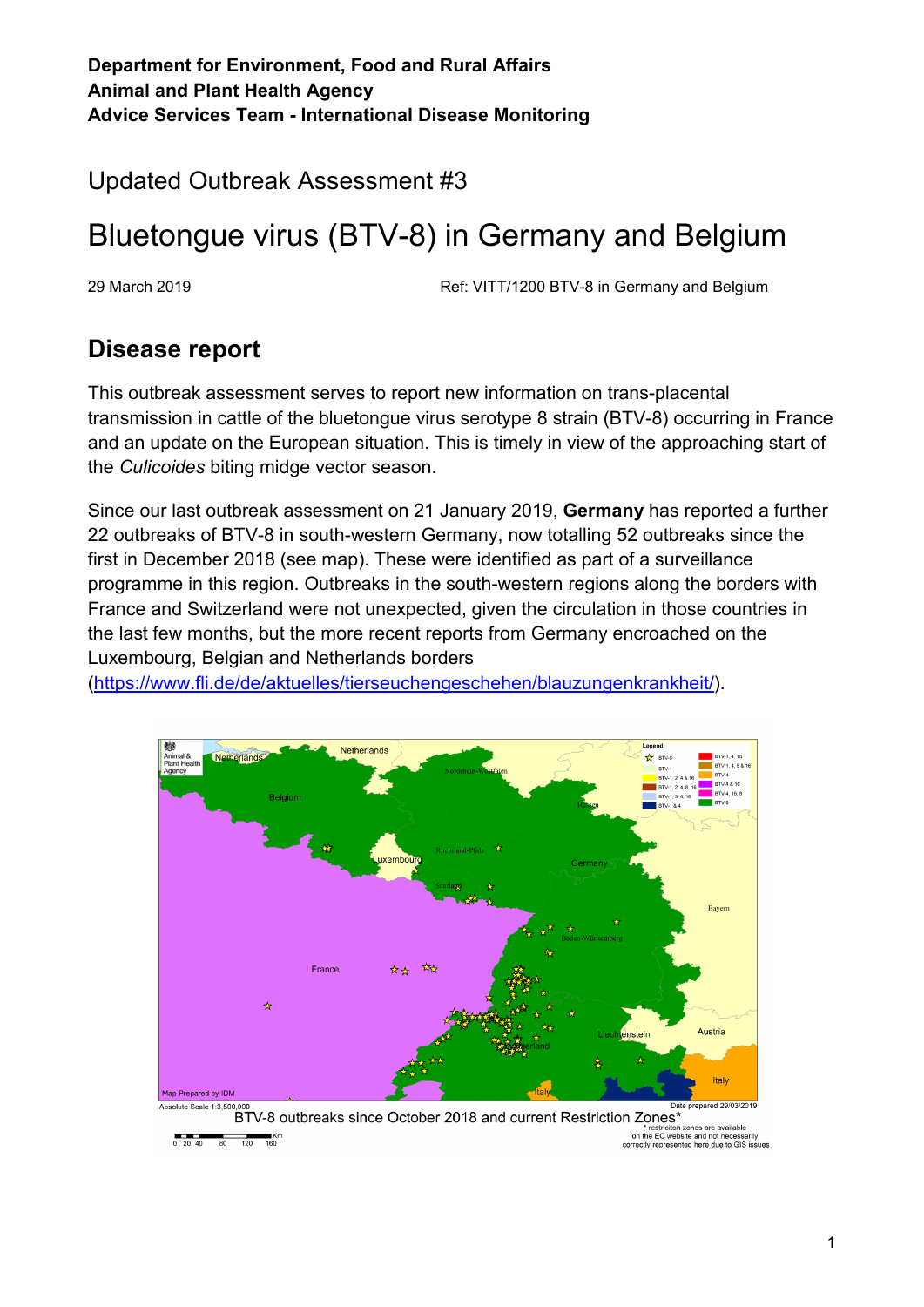**Department for Environment, Food and Rural Affairs**
**Animal and Plant Health Agency**
**Advice Services Team - International Disease Monitoring**

Updated Outbreak Assessment #3

# Bluetongue virus (BTV-8) in Germany and Belgium

29 March 2019 Ref: VITT/1200 BTV-8 in Germany and Belgium

## Disease report

This outbreak assessment serves to report new information on trans-placental transmission in cattle of the bluetongue virus serotype 8 strain (BTV-8) occurring in France and an update on the European situation. This is timely in view of the approaching start of the *Culicoides* biting midge vector season.

Since our last outbreak assessment on 21 January 2019, **Germany** has reported a further 22 outbreaks of BTV-8 in south-western Germany, now totalling 52 outbreaks since the first in December 2018 (see map). These were identified as part of a surveillance programme in this region. Outbreaks in the south-western regions along the borders with France and Switzerland were not unexpected, given the circulation in those countries in the last few months, but the more recent reports from Germany encroached on the Luxembourg, Belgian and Netherlands borders (https://www.fli.de/de/aktuelles/tierseuchengeschehen/blauzungenkrankheit/).

BTV-8 outbreaks since October 2018 and current Restriction Zones*

* restriciton zones are available on the EC website and not necessarily correctly represented here due to GIS issues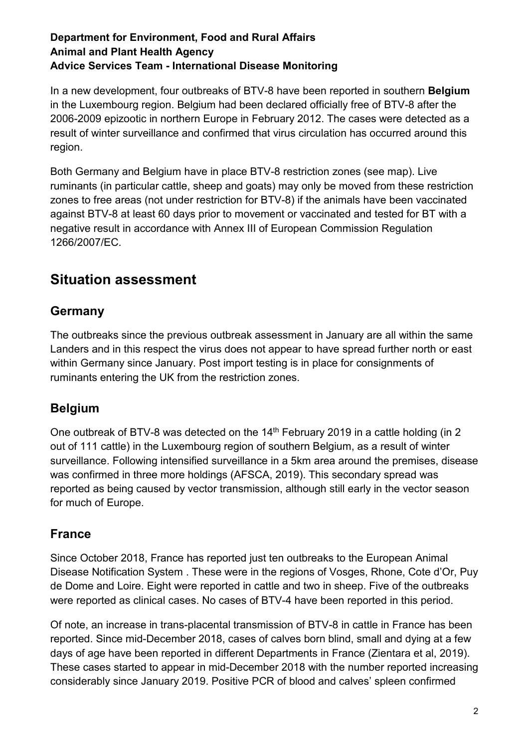**Department for Environment, Food and Rural Affairs**
**Animal and Plant Health Agency**
**Advice Services Team - International Disease Monitoring**

In a new development, four outbreaks of BTV-8 have been reported in southern **Belgium** in the Luxembourg region. Belgium had been declared officially free of BTV-8 after the 2006-2009 epizootic in northern Europe in February 2012. The cases were detected as a result of winter surveillance and confirmed that virus circulation has occurred around this region.

Both Germany and Belgium have in place BTV-8 restriction zones (see map). Live ruminants (in particular cattle, sheep and goats) may only be moved from these restriction zones to free areas (not under restriction for BTV-8) if the animals have been vaccinated against BTV-8 at least 60 days prior to movement or vaccinated and tested for BT with a negative result in accordance with Annex III of European Commission Regulation 1266/2007/EC.

# Situation assessment

## Germany

The outbreaks since the previous outbreak assessment in January are all within the same Landers and in this respect the virus does not appear to have spread further north or east within Germany since January. Post import testing is in place for consignments of ruminants entering the UK from the restriction zones.

## Belgium

One outbreak of BTV-8 was detected on the 14th February 2019 in a cattle holding (in 2 out of 111 cattle) in the Luxembourg region of southern Belgium, as a result of winter surveillance. Following intensified surveillance in a 5km area around the premises, disease was confirmed in three more holdings (AFSCA, 2019). This secondary spread was reported as being caused by vector transmission, although still early in the vector season for much of Europe.

## France

Since October 2018, France has reported just ten outbreaks to the European Animal Disease Notification System . These were in the regions of Vosges, Rhone, Cote d'Or, Puy de Dome and Loire. Eight were reported in cattle and two in sheep. Five of the outbreaks were reported as clinical cases. No cases of BTV-4 have been reported in this period.

Of note, an increase in trans-placental transmission of BTV-8 in cattle in France has been reported. Since mid-December 2018, cases of calves born blind, small and dying at a few days of age have been reported in different Departments in France (Zientara et al, 2019). These cases started to appear in mid-December 2018 with the number reported increasing considerably since January 2019. Positive PCR of blood and calves' spleen confirmed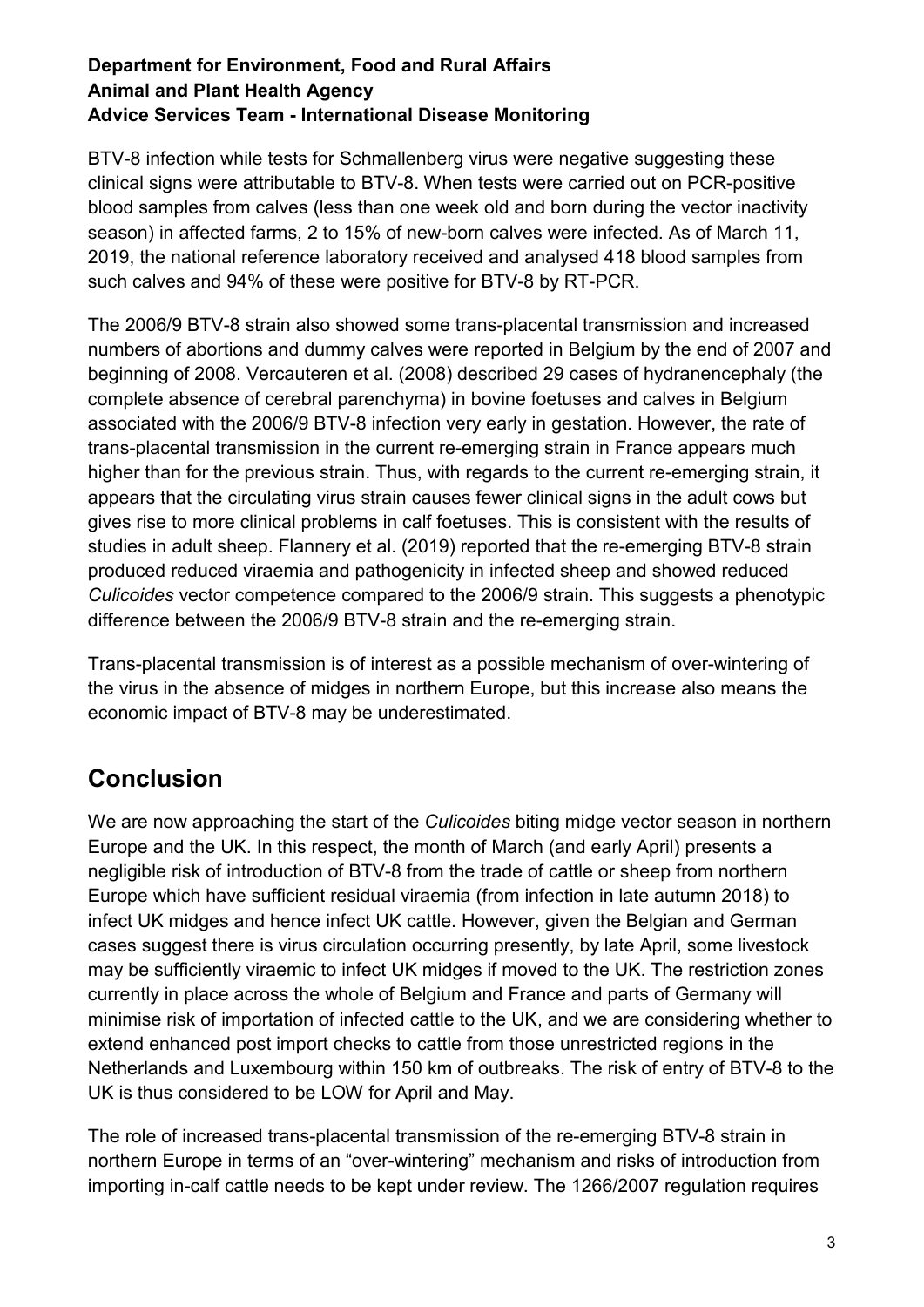BTV-8 infection while tests for Schmallenberg virus were negative suggesting these clinical signs were attributable to BTV-8. When tests were carried out on PCR-positive blood samples from calves (less than one week old and born during the vector inactivity season) in affected farms, 2 to 15% of new-born calves were infected. As of March 11, 2019, the national reference laboratory received and analysed 418 blood samples from such calves and 94% of these were positive for BTV-8 by RT-PCR.

The 2006/9 BTV-8 strain also showed some trans-placental transmission and increased numbers of abortions and dummy calves were reported in Belgium by the end of 2007 and beginning of 2008. Vercauteren et al. (2008) described 29 cases of hydranencephaly (the complete absence of cerebral parenchyma) in bovine foetuses and calves in Belgium associated with the 2006/9 BTV-8 infection very early in gestation. However, the rate of trans-placental transmission in the current re-emerging strain in France appears much higher than for the previous strain. Thus, with regards to the current re-emerging strain, it appears that the circulating virus strain causes fewer clinical signs in the adult cows but gives rise to more clinical problems in calf foetuses. This is consistent with the results of studies in adult sheep. Flannery et al. (2019) reported that the re-emerging BTV-8 strain produced reduced viraemia and pathogenicity in infected sheep and showed reduced *Culicoides* vector competence compared to the 2006/9 strain. This suggests a phenotypic difference between the 2006/9 BTV-8 strain and the re-emerging strain.

Trans-placental transmission is of interest as a possible mechanism of over-wintering of the virus in the absence of midges in northern Europe, but this increase also means the economic impact of BTV-8 may be underestimated.

## Conclusion

We are now approaching the start of the *Culicoides* biting midge vector season in northern Europe and the UK. In this respect, the month of March (and early April) presents a negligible risk of introduction of BTV-8 from the trade of cattle or sheep from northern Europe which have sufficient residual viraemia (from infection in late autumn 2018) to infect UK midges and hence infect UK cattle. However, given the Belgian and German cases suggest there is virus circulation occurring presently, by late April, some livestock may be sufficiently viraemic to infect UK midges if moved to the UK. The restriction zones currently in place across the whole of Belgium and France and parts of Germany will minimise risk of importation of infected cattle to the UK, and we are considering whether to extend enhanced post import checks to cattle from those unrestricted regions in the Netherlands and Luxembourg within 150 km of outbreaks. The risk of entry of BTV-8 to the UK is thus considered to be LOW for April and May.

The role of increased trans-placental transmission of the re-emerging BTV-8 strain in northern Europe in terms of an "over-wintering" mechanism and risks of introduction from importing in-calf cattle needs to be kept under review. The 1266/2007 regulation requires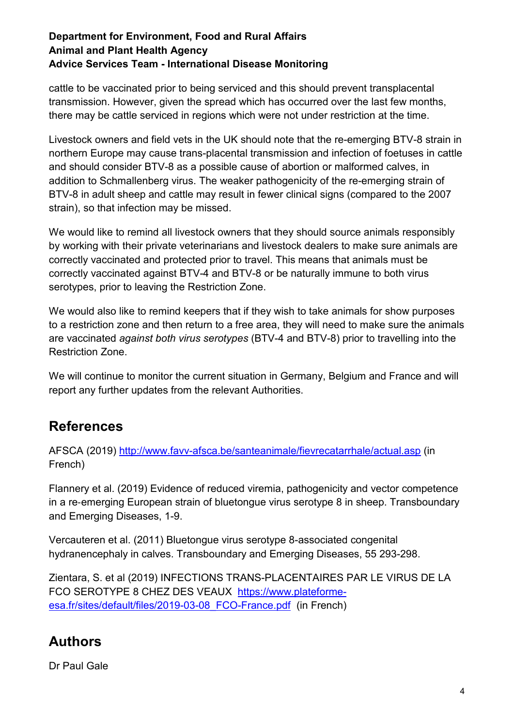cattle to be vaccinated prior to being serviced and this should prevent transplacental transmission. However, given the spread which has occurred over the last few months, there may be cattle serviced in regions which were not under restriction at the time.

Livestock owners and field vets in the UK should note that the re-emerging BTV-8 strain in northern Europe may cause trans-placental transmission and infection of foetuses in cattle and should consider BTV-8 as a possible cause of abortion or malformed calves, in addition to Schmallenberg virus. The weaker pathogenicity of the re-emerging strain of BTV-8 in adult sheep and cattle may result in fewer clinical signs (compared to the 2007 strain), so that infection may be missed.

We would like to remind all livestock owners that they should source animals responsibly by working with their private veterinarians and livestock dealers to make sure animals are correctly vaccinated and protected prior to travel. This means that animals must be correctly vaccinated against BTV-4 and BTV-8 or be naturally immune to both virus serotypes, prior to leaving the Restriction Zone.

We would also like to remind keepers that if they wish to take animals for show purposes to a restriction zone and then return to a free area, they will need to make sure the animals are vaccinated *against both virus serotypes* (BTV-4 and BTV-8) prior to travelling into the Restriction Zone.

We will continue to monitor the current situation in Germany, Belgium and France and will report any further updates from the relevant Authorities.

## References

AFSCA (2019) [http://www.favv-afsca.be/santeanimale/fievrecatarrhale/actual.asp](http://www.favv-afsca.be/santeanimale/fievrecatarrhale/actual.asp) (in French)

Flannery et al. (2019) Evidence of reduced viremia, pathogenicity and vector competence in a re-emerging European strain of bluetongue virus serotype 8 in sheep. Transboundary and Emerging Diseases, 1-9.

Vercauteren et al. (2011) Bluetongue virus serotype 8-associated congenital hydranencephaly in calves. Transboundary and Emerging Diseases, 55 293-298.

Zientara, S. et al (2019) INFECTIONS TRANS-PLACENTAIRES PAR LE VIRUS DE LA FCO SEROTYPE 8 CHEZ DES VEAUX [https://www.plateforme-esa.fr/sites/default/files/2019-03-08_FCO-France.pdf](https://www.plateforme-esa.fr/sites/default/files/2019-03-08_FCO-France.pdf) (in French)

## Authors

Dr Paul Gale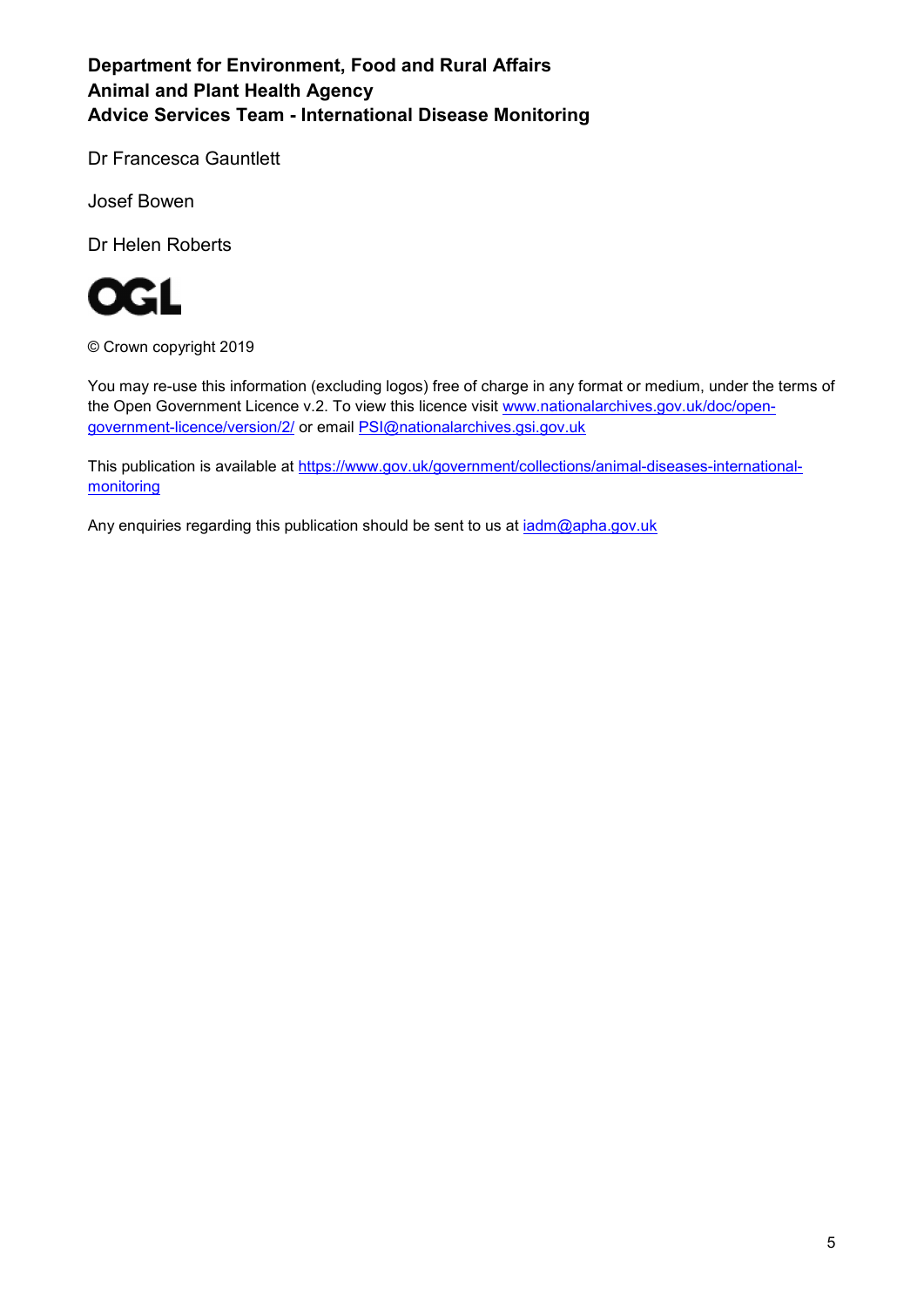**Department for Environment, Food and Rural Affairs**
**Animal and Plant Health Agency**
**Advice Services Team - International Disease Monitoring**

Dr Francesca Gauntlett

Josef Bowen

Dr Helen Roberts

OGL

© Crown copyright 2019

You may re-use this information (excluding logos) free of charge in any format or medium, under the terms of the Open Government Licence v.2. To view this licence visit [www.nationalarchives.gov.uk/doc/open-government-licence/version/2/](http://www.nationalarchives.gov.uk/doc/open-government-licence/version/2/) or email [PSI@nationalarchives.gsi.gov.uk](mailto:PSI@nationalarchives.gsi.gov.uk)

This publication is available at [https://www.gov.uk/government/collections/animal-diseases-international-monitoring](https://www.gov.uk/government/collections/animal-diseases-international-monitoring)

Any enquiries regarding this publication should be sent to us at [iadm@apha.gov.uk](mailto:iadm@apha.gov.uk)